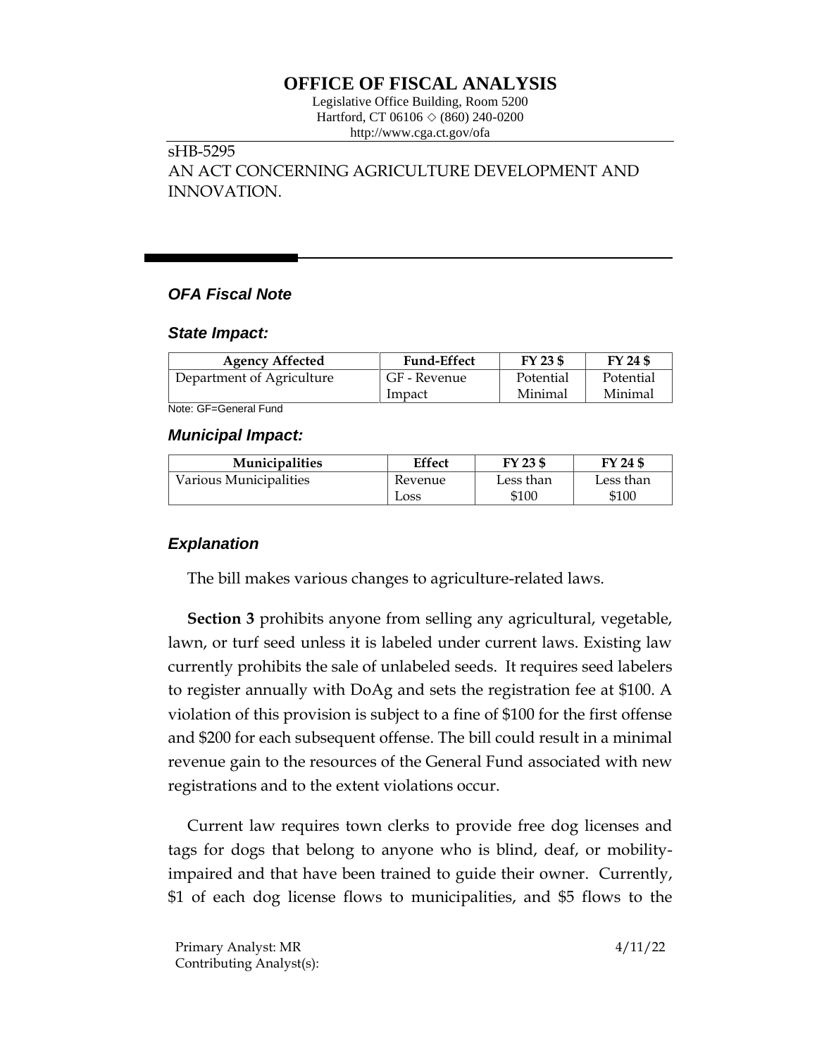# OFFICE OF FISCAL ANALYSIS

Legislative Office Building, Room 5200
Hartford, CT 06106 ◇ (860) 240-0200
http://www.cga.ct.gov/ofa

sHB-5295
AN ACT CONCERNING AGRICULTURE DEVELOPMENT AND INNOVATION.

## *OFA Fiscal Note*

### *State Impact:*

| Agency Affected | Fund-Effect | FY 23 $ | FY 24 $ |
|---|---|---|---|
| Department of Agriculture | GF - Revenue Impact | Potential Minimal | Potential Minimal |

Note: GF=General Fund

### *Municipal Impact:*

| Municipalities | Effect | FY 23 $ | FY 24 $ |
|---|---|---|---|
| Various Municipalities | Revenue Loss | Less than $100 | Less than $100 |

### *Explanation*

The bill makes various changes to agriculture-related laws.

**Section 3** prohibits anyone from selling any agricultural, vegetable, lawn, or turf seed unless it is labeled under current laws. Existing law currently prohibits the sale of unlabeled seeds. It requires seed labelers to register annually with DoAg and sets the registration fee at $100. A violation of this provision is subject to a fine of $100 for the first offense and $200 for each subsequent offense. The bill could result in a minimal revenue gain to the resources of the General Fund associated with new registrations and to the extent violations occur.

Current law requires town clerks to provide free dog licenses and tags for dogs that belong to anyone who is blind, deaf, or mobility-impaired and that have been trained to guide their owner. Currently, $1 of each dog license flows to municipalities, and $5 flows to the

Primary Analyst: MR
Contributing Analyst(s):

4/11/22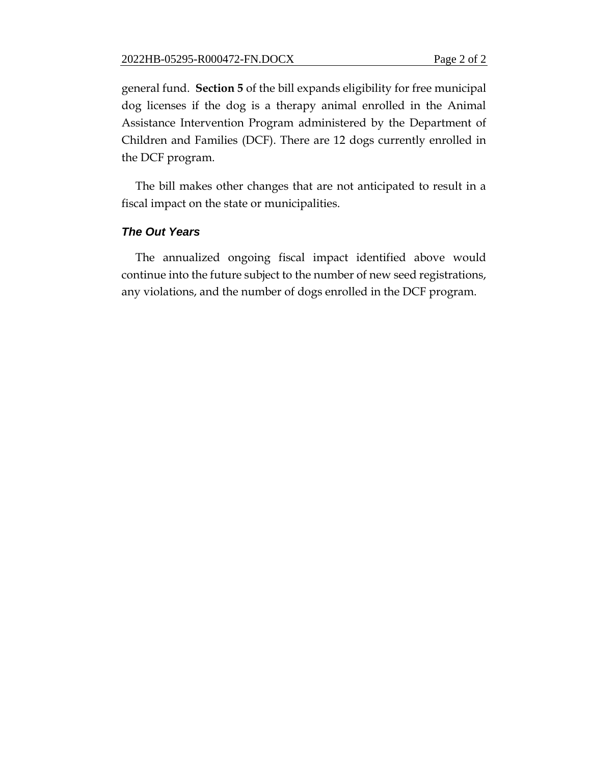general fund. **Section 5** of the bill expands eligibility for free municipal dog licenses if the dog is a therapy animal enrolled in the Animal Assistance Intervention Program administered by the Department of Children and Families (DCF). There are 12 dogs currently enrolled in the DCF program.

The bill makes other changes that are not anticipated to result in a fiscal impact on the state or municipalities.

### *The Out Years*

The annualized ongoing fiscal impact identified above would continue into the future subject to the number of new seed registrations, any violations, and the number of dogs enrolled in the DCF program.